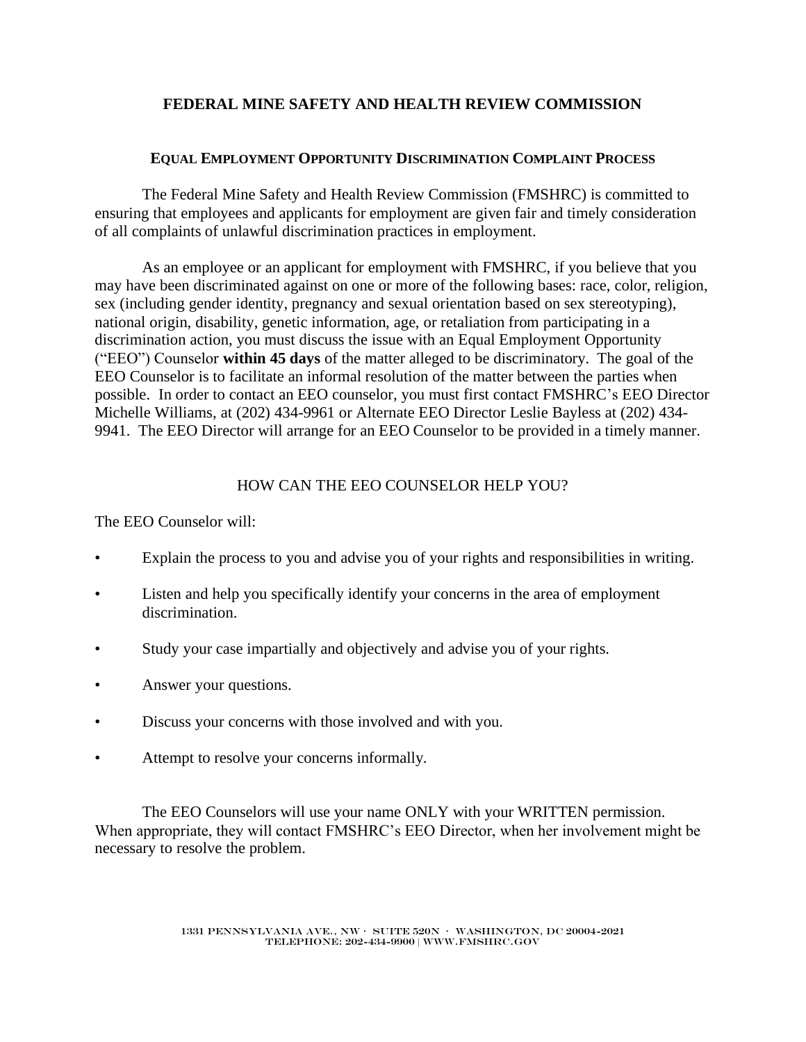# FEDERAL MINE SAFETY AND HEALTH REVIEW COMMISSION

## EQUAL EMPLOYMENT OPPORTUNITY DISCRIMINATION COMPLAINT PROCESS

The Federal Mine Safety and Health Review Commission (FMSHRC) is committed to ensuring that employees and applicants for employment are given fair and timely consideration of all complaints of unlawful discrimination practices in employment.

As an employee or an applicant for employment with FMSHRC, if you believe that you may have been discriminated against on one or more of the following bases: race, color, religion, sex (including gender identity, pregnancy and sexual orientation based on sex stereotyping), national origin, disability, genetic information, age, or retaliation from participating in a discrimination action, you must discuss the issue with an Equal Employment Opportunity ("EEO") Counselor **within 45 days** of the matter alleged to be discriminatory. The goal of the EEO Counselor is to facilitate an informal resolution of the matter between the parties when possible. In order to contact an EEO counselor, you must first contact FMSHRC's EEO Director Michelle Williams, at (202) 434-9961 or Alternate EEO Director Leslie Bayless at (202) 434-9941. The EEO Director will arrange for an EEO Counselor to be provided in a timely manner.

### HOW CAN THE EEO COUNSELOR HELP YOU?

The EEO Counselor will:

- Explain the process to you and advise you of your rights and responsibilities in writing.
- Listen and help you specifically identify your concerns in the area of employment discrimination.
- Study your case impartially and objectively and advise you of your rights.
- Answer your questions.
- Discuss your concerns with those involved and with you.
- Attempt to resolve your concerns informally.

The EEO Counselors will use your name ONLY with your WRITTEN permission. When appropriate, they will contact FMSHRC's EEO Director, when her involvement might be necessary to resolve the problem.

1331 PENNSYLVANIA AVE., NW · SUITE 520N · WASHINGTON, DC 20004-2021
TELEPHONE: 202-434-9900 | WWW.FMSHRC.GOV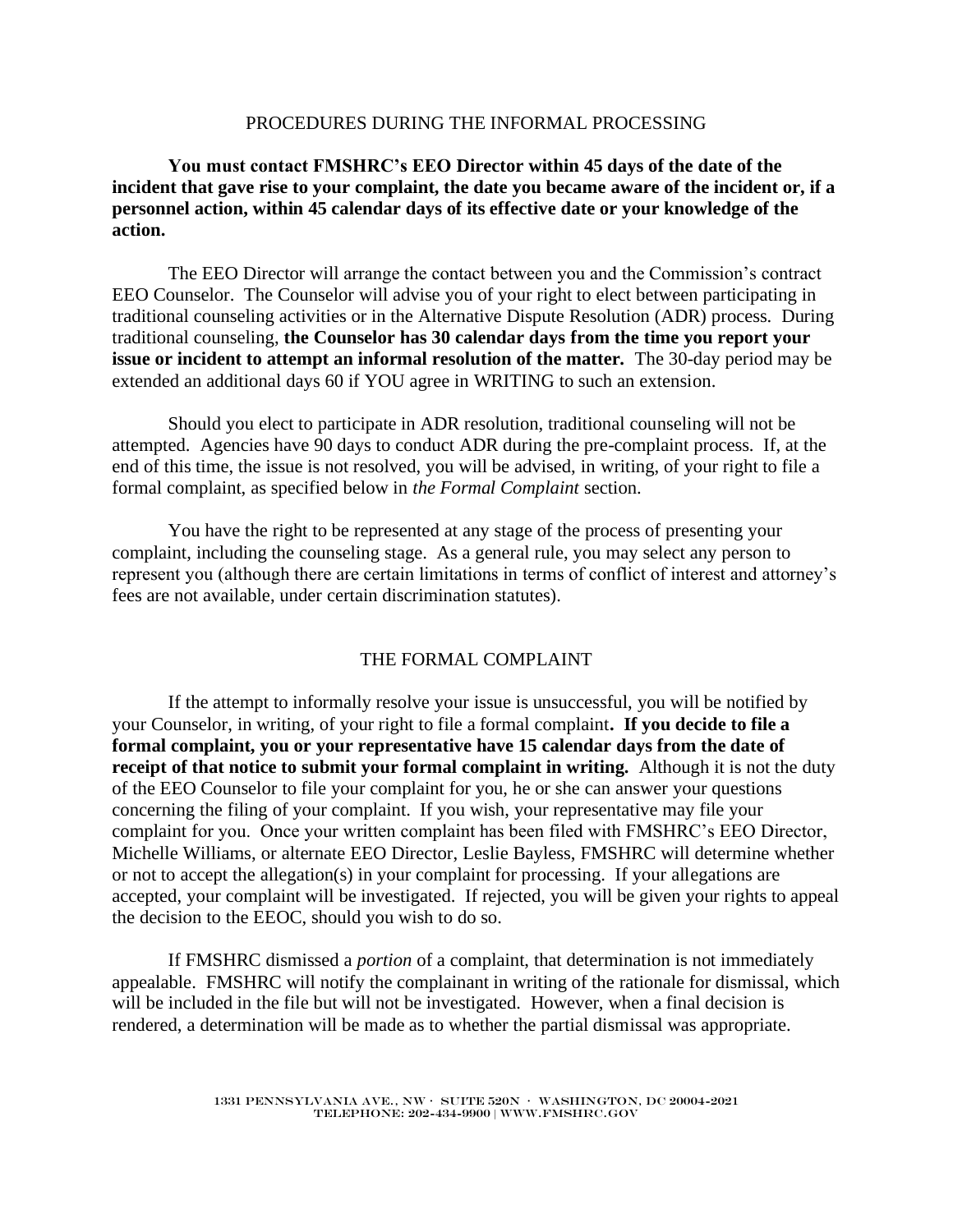## PROCEDURES DURING THE INFORMAL PROCESSING

**You must contact FMSHRC's EEO Director within 45 days of the date of the incident that gave rise to your complaint, the date you became aware of the incident or, if a personnel action, within 45 calendar days of its effective date or your knowledge of the action.**

The EEO Director will arrange the contact between you and the Commission's contract EEO Counselor. The Counselor will advise you of your right to elect between participating in traditional counseling activities or in the Alternative Dispute Resolution (ADR) process. During traditional counseling, **the Counselor has 30 calendar days from the time you report your issue or incident to attempt an informal resolution of the matter.** The 30-day period may be extended an additional days 60 if YOU agree in WRITING to such an extension.

Should you elect to participate in ADR resolution, traditional counseling will not be attempted. Agencies have 90 days to conduct ADR during the pre-complaint process. If, at the end of this time, the issue is not resolved, you will be advised, in writing, of your right to file a formal complaint, as specified below in *the Formal Complaint* section.

You have the right to be represented at any stage of the process of presenting your complaint, including the counseling stage. As a general rule, you may select any person to represent you (although there are certain limitations in terms of conflict of interest and attorney's fees are not available, under certain discrimination statutes).

## THE FORMAL COMPLAINT

If the attempt to informally resolve your issue is unsuccessful, you will be notified by your Counselor, in writing, of your right to file a formal complaint**. If you decide to file a formal complaint, you or your representative have 15 calendar days from the date of receipt of that notice to submit your formal complaint in writing.** Although it is not the duty of the EEO Counselor to file your complaint for you, he or she can answer your questions concerning the filing of your complaint. If you wish, your representative may file your complaint for you. Once your written complaint has been filed with FMSHRC's EEO Director, Michelle Williams, or alternate EEO Director, Leslie Bayless, FMSHRC will determine whether or not to accept the allegation(s) in your complaint for processing. If your allegations are accepted, your complaint will be investigated. If rejected, you will be given your rights to appeal the decision to the EEOC, should you wish to do so.

If FMSHRC dismissed a *portion* of a complaint, that determination is not immediately appealable. FMSHRC will notify the complainant in writing of the rationale for dismissal, which will be included in the file but will not be investigated. However, when a final decision is rendered, a determination will be made as to whether the partial dismissal was appropriate.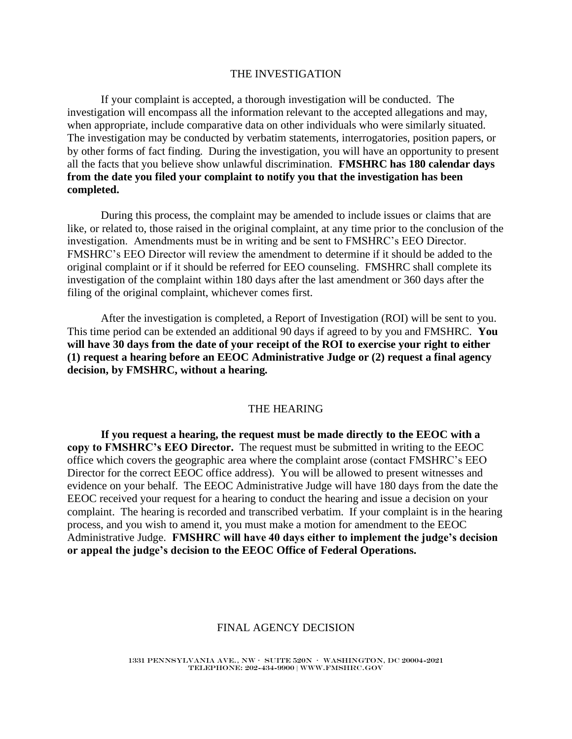## THE INVESTIGATION

If your complaint is accepted, a thorough investigation will be conducted. The investigation will encompass all the information relevant to the accepted allegations and may, when appropriate, include comparative data on other individuals who were similarly situated. The investigation may be conducted by verbatim statements, interrogatories, position papers, or by other forms of fact finding. During the investigation, you will have an opportunity to present all the facts that you believe show unlawful discrimination. **FMSHRC has 180 calendar days from the date you filed your complaint to notify you that the investigation has been completed.**

During this process, the complaint may be amended to include issues or claims that are like, or related to, those raised in the original complaint, at any time prior to the conclusion of the investigation. Amendments must be in writing and be sent to FMSHRC's EEO Director. FMSHRC's EEO Director will review the amendment to determine if it should be added to the original complaint or if it should be referred for EEO counseling. FMSHRC shall complete its investigation of the complaint within 180 days after the last amendment or 360 days after the filing of the original complaint, whichever comes first.

After the investigation is completed, a Report of Investigation (ROI) will be sent to you. This time period can be extended an additional 90 days if agreed to by you and FMSHRC. **You will have 30 days from the date of your receipt of the ROI to exercise your right to either (1) request a hearing before an EEOC Administrative Judge or (2) request a final agency decision, by FMSHRC, without a hearing.**

## THE HEARING

**If you request a hearing, the request must be made directly to the EEOC with a copy to FMSHRC's EEO Director.** The request must be submitted in writing to the EEOC office which covers the geographic area where the complaint arose (contact FMSHRC's EEO Director for the correct EEOC office address). You will be allowed to present witnesses and evidence on your behalf. The EEOC Administrative Judge will have 180 days from the date the EEOC received your request for a hearing to conduct the hearing and issue a decision on your complaint. The hearing is recorded and transcribed verbatim. If your complaint is in the hearing process, and you wish to amend it, you must make a motion for amendment to the EEOC Administrative Judge. **FMSHRC will have 40 days either to implement the judge's decision or appeal the judge's decision to the EEOC Office of Federal Operations.**

## FINAL AGENCY DECISION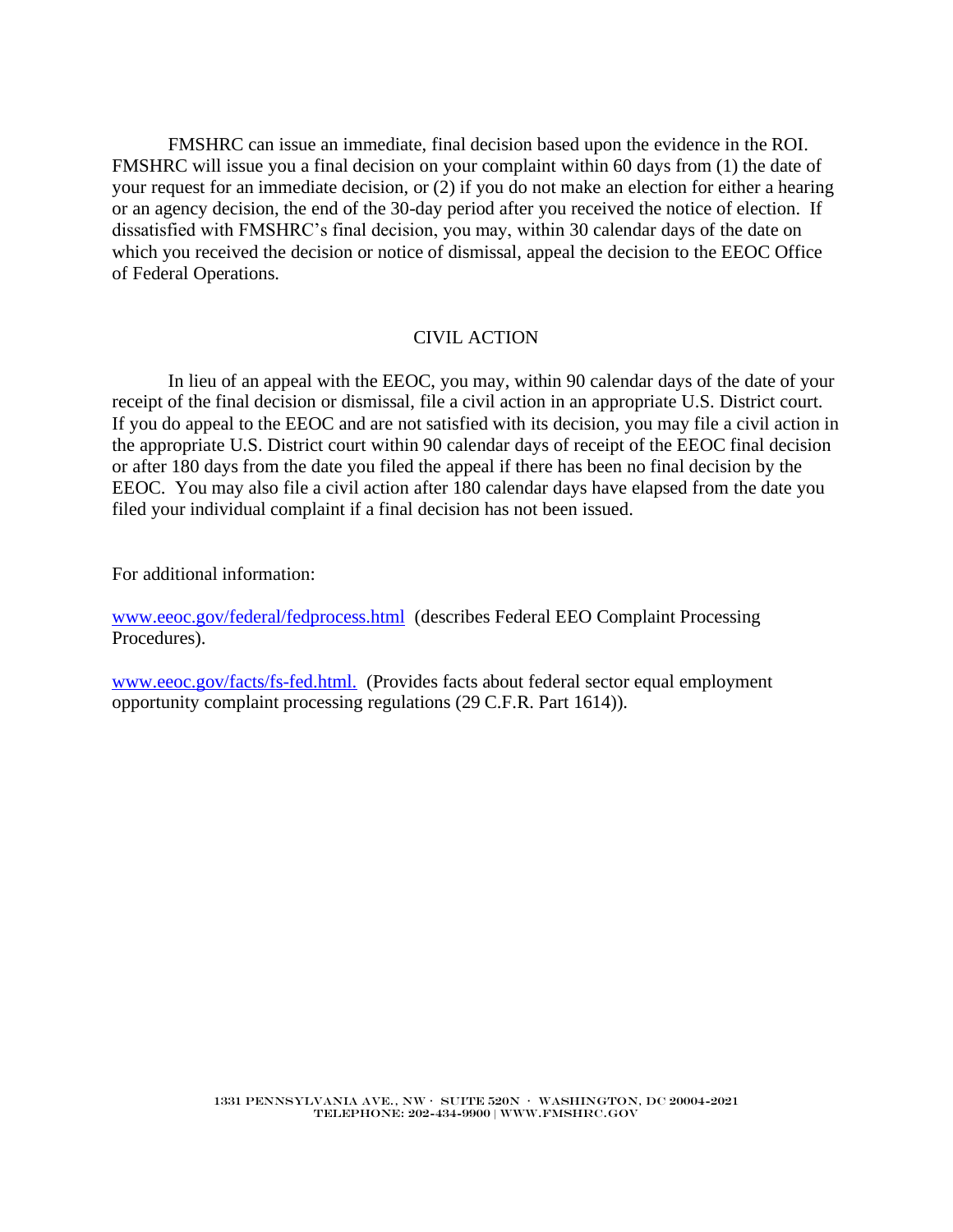FMSHRC can issue an immediate, final decision based upon the evidence in the ROI. FMSHRC will issue you a final decision on your complaint within 60 days from (1) the date of your request for an immediate decision, or (2) if you do not make an election for either a hearing or an agency decision, the end of the 30-day period after you received the notice of election. If dissatisfied with FMSHRC's final decision, you may, within 30 calendar days of the date on which you received the decision or notice of dismissal, appeal the decision to the EEOC Office of Federal Operations.

## CIVIL ACTION

In lieu of an appeal with the EEOC, you may, within 90 calendar days of the date of your receipt of the final decision or dismissal, file a civil action in an appropriate U.S. District court. If you do appeal to the EEOC and are not satisfied with its decision, you may file a civil action in the appropriate U.S. District court within 90 calendar days of receipt of the EEOC final decision or after 180 days from the date you filed the appeal if there has been no final decision by the EEOC. You may also file a civil action after 180 calendar days have elapsed from the date you filed your individual complaint if a final decision has not been issued.

For additional information:

[www.eeoc.gov/federal/fedprocess.html](www.eeoc.gov/federal/fedprocess.html) (describes Federal EEO Complaint Processing Procedures).

[www.eeoc.gov/facts/fs-fed.html.](www.eeoc.gov/facts/fs-fed.html) (Provides facts about federal sector equal employment opportunity complaint processing regulations (29 C.F.R. Part 1614)).